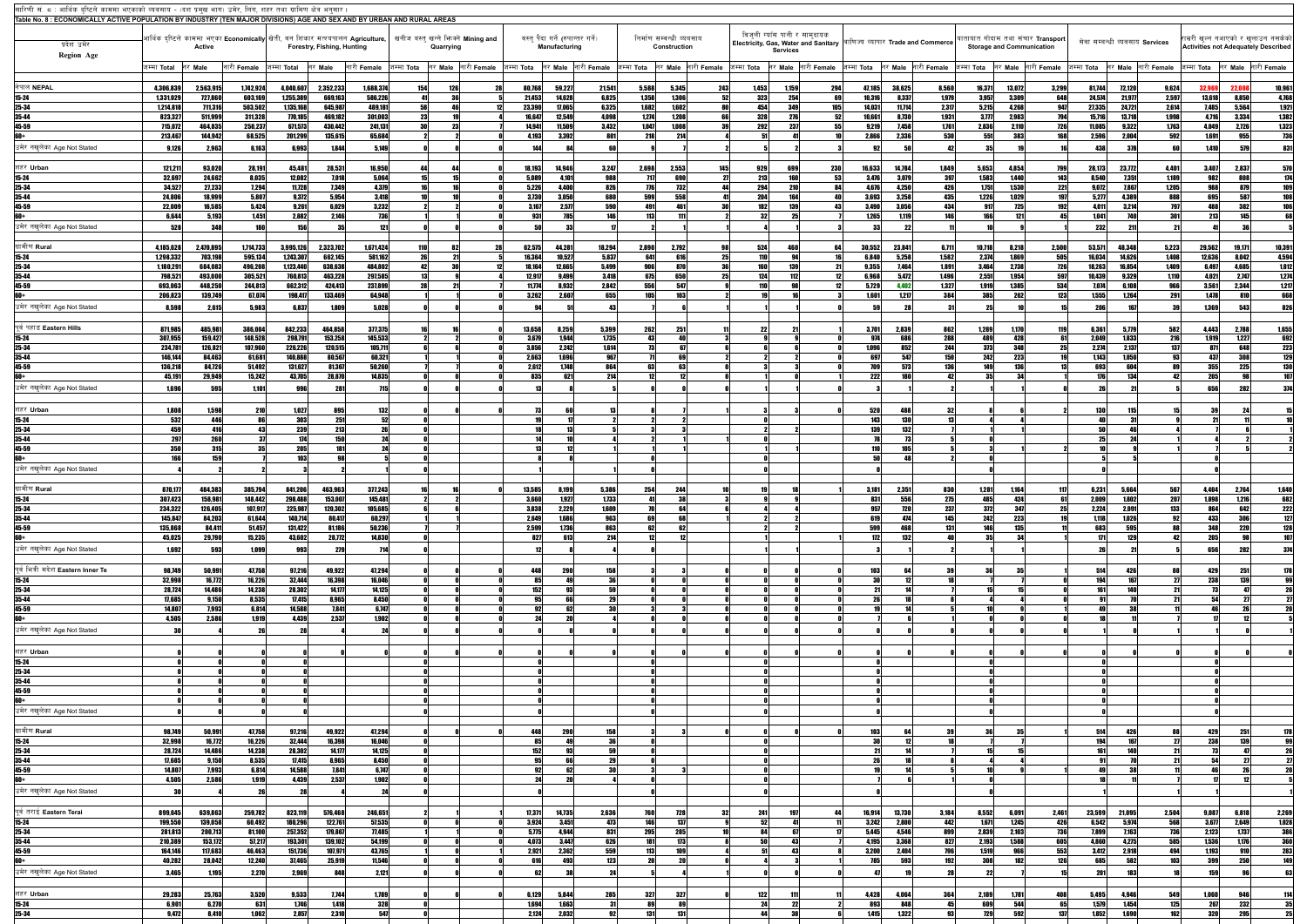तालिका सं. ८ : आर्थिक दृष्टिले काममा भएकाको व्यवसाय - (दश प्रमुख भाग) उमेर, लिंग, शहर तथा ग्रामिण क्षेत्र अनुसार ।

Table No. 8 : ECONOMICALLY ACTIVE POPULATION BY INDUSTRY (TEN MAJOR DIVISIONS) AGE AND SEX AND BY URBAN AND RURAL AREAS

| प्रदेश उमेर Region Age | आर्थिक दृष्टिले काममा भएका Economically Active | | | खेती, वन शिकार मत्स्यपालन Agriculture, Forestry, Fishing, Hunting | | | खनीज वस्तु खन्ने भिक्ने Mining and Quarrying | | | वस्तु पैदा गर्ने (रुपान्तर गर्ने) Manufacturing | | | निर्माण सम्बन्धी व्यवसाय Construction | | | बिजुली ग्यास पानी र सामुदायिक Electricity, Gas, Water and Sanitary Services | | | वाणिज्य व्यापार Trade and Commerce | | | यातायात गोदाम तथा संचार Transport Storage and Communication | | | सेवा सम्बन्धी व्यवसाय Services | | | राम्री खुल्न नआएको र खुलाउन नसकेको Activities not Adequately Described | | |
|---|---|---|---|---|---|---|---|---|---|---|---|---|---|---|---|---|---|---|---|---|---|---|---|---|---|---|---|---|---|---|
| | जम्मा Total | नर Male | नारी Female | जम्मा Total | नर Male | नारी Female | जम्मा Total | नर Male | नारी Female | जम्मा Total | नर Male | नारी Female | जम्मा Total | नर Male | नारी Female | जम्मा Total | नर Male | नारी Female | जम्मा Total | नर Male | नारी Female | जम्मा Total | नर Male | नारी Female | जम्मा Total | नर Male | नारी Female | जम्मा Total | नर Male | नारी Female |
| नेपाल NEPAL | 4,306,839 | 2,563,915 | 1,742,924 | 4,040,607 | 2,352,233 | 1,688,374 | 154 | 126 | 28 | 80,768 | 59,227 | 21,541 | 5,588 | 5,345 | 243 | 1,453 | 1,159 | 294 | 47,185 | 38,625 | 8,560 | 16,371 | 13,072 | 3,299 | 81,744 | 72,120 | 9,624 | 32,969 | 22,008 | 10,961 |
| 15-24 | 1,331,029 | 727,860 | 603,169 | 1,255,389 | 669,163 | 586,226 | 41 | 36 | 5 | 21,453 | 14,628 | 6,825 | 1,358 | 1,306 | 52 | 323 | 254 | 69 | 10,316 | 8,337 | 1,979 | 3,957 | 3,309 | 648 | 24,574 | 21,977 | 2,597 | 13,618 | 8,850 | 4,768 |
| 25-34 | 1,214,818 | 711,316 | 503,502 | 1,135,168 | 645,987 | 489,181 | 58 | 46 | 12 | 23,390 | 17,065 | 6,325 | 1,682 | 1,602 | 80 | 454 | 349 | 105 | 14,031 | 11,714 | 2,317 | 5,215 | 4,268 | 947 | 27,335 | 24,721 | 2,614 | 7,485 | 5,564 | 1,921 |
| 35-44 | 823,327 | 511,999 | 311,328 | 770,185 | 469,182 | 301,003 | 23 | 19 | 4 | 16,647 | 12,549 | 4,098 | 1,274 | 1,208 | 66 | 328 | 276 | 52 | 10,661 | 8,730 | 1,931 | 3,777 | 2,983 | 794 | 15,716 | 13,718 | 1,998 | 4,716 | 3,334 | 1,382 |
| 45-59 | 715,072 | 464,835 | 250,237 | 671,573 | 430,442 | 241,131 | 30 | 23 | 7 | 14,941 | 11,509 | 3,432 | 1,047 | 1,008 | 39 | 292 | 237 | 55 | 9,219 | 7,458 | 1,761 | 2,836 | 2,110 | 726 | 11,085 | 9,322 | 1,763 | 4,049 | 2,726 | 1,323 |
| 60+ | 213,467 | 144,942 | 68,525 | 201,299 | 135,615 | 65,684 | 2 | 2 | 0 | 4,193 | 3,392 | 801 | 218 | 214 | 4 | 51 | 41 | 10 | 2,866 | 2,336 | 530 | 551 | 383 | 168 | 2,596 | 2,004 | 592 | 1,691 | 955 | 736 |
| उमेर नखुलेका Age Not Stated | 9,126 | 2,963 | 6,163 | 6,993 | 1,844 | 5,149 | 0 | 0 | 0 | 144 | 84 | 60 | 9 | 7 | 2 | 5 | 2 | 3 | 92 | 50 | 42 | 35 | 19 | 16 | 438 | 378 | 60 | 1,410 | 579 | 831 |
| शहर Urban | 121,211 | 93,020 | 28,191 | 45,481 | 28,531 | 16,950 | 44 | 44 | 0 | 18,193 | 14,946 | 3,247 | 2,698 | 2,553 | 145 | 929 | 699 | 230 | 16,633 | 14,784 | 1,849 | 5,653 | 4,854 | 799 | 28,173 | 23,772 | 4,401 | 3,407 | 2,837 | 570 |
| 15-24 | 32,697 | 24,662 | 8,035 | 12,082 | 7,018 | 5,064 | 15 | 15 | 0 | 5,089 | 4,101 | 988 | 717 | 690 | 27 | 213 | 160 | 53 | 3,476 | 3,079 | 397 | 1,583 | 1,440 | 143 | 8,540 | 7,351 | 1,189 | 982 | 808 | 174 |
| 25-34 | 34,527 | 27,233 | 7,294 | 11,728 | 7,349 | 4,379 | 16 | 16 | 0 | 5,226 | 4,400 | 826 | 776 | 732 | 44 | 294 | 210 | 84 | 4,676 | 4,250 | 426 | 1,751 | 1,530 | 221 | 9,072 | 7,867 | 1,205 | 988 | 879 | 109 |
| 35-44 | 24,806 | 18,999 | 5,807 | 9,372 | 5,954 | 3,418 | 10 | 10 | 0 | 3,730 | 3,050 | 680 | 599 | 558 | 41 | 204 | 164 | 40 | 3,693 | 3,258 | 435 | 1,226 | 1,029 | 197 | 5,277 | 4,389 | 888 | 695 | 587 | 108 |
| 45-59 | 22,009 | 16,585 | 5,424 | 9,261 | 6,029 | 3,232 | 2 | 2 | 0 | 3,167 | 2,577 | 590 | 491 | 461 | 30 | 182 | 139 | 43 | 3,490 | 3,056 | 434 | 917 | 725 | 192 | 4,011 | 3,214 | 797 | 488 | 382 | 106 |
| 60+ | 6,644 | 5,193 | 1,451 | 2,882 | 2,146 | 736 | 1 | 1 | 0 | 931 | 785 | 146 | 113 | 111 | 2 | 32 | 25 | 7 | 1,265 | 1,119 | 146 | 166 | 121 | 45 | 1,041 | 740 | 301 | 213 | 145 | 68 |
| उमेर नखुलेका Age Not Stated | 528 | 348 | 180 | 156 | 35 | 121 | 0 | 0 | 0 | 50 | 33 | 17 | 2 | 1 | 1 | 4 | 1 | 3 | 33 | 22 | 11 | 10 | 9 | 1 | 232 | 211 | 21 | 41 | 36 | 5 |
| ग्रामीण Rural | 4,185,628 | 2,470,895 | 1,714,733 | 3,995,126 | 2,323,702 | 1,671,424 | 110 | 82 | 28 | 62,575 | 44,281 | 18,294 | 2,890 | 2,792 | 98 | 524 | 460 | 64 | 30,552 | 23,841 | 6,711 | 10,718 | 8,218 | 2,500 | 53,571 | 48,348 | 5,223 | 29,562 | 19,171 | 10,391 |
| 15-24 | 1,298,332 | 703,198 | 595,134 | 1,243,307 | 662,145 | 581,162 | 26 | 21 | 5 | 16,364 | 10,527 | 5,837 | 641 | 616 | 25 | 110 | 94 | 16 | 6,840 | 5,258 | 1,582 | 2,374 | 1,869 | 505 | 16,034 | 14,626 | 1,408 | 12,636 | 8,042 | 4,594 |
| 25-34 | 1,180,291 | 684,083 | 496,208 | 1,123,440 | 638,638 | 484,802 | 42 | 30 | 12 | 18,164 | 12,665 | 5,499 | 906 | 870 | 36 | 160 | 139 | 21 | 9,355 | 7,464 | 1,891 | 3,464 | 2,738 | 726 | 18,263 | 16,854 | 1,409 | 6,497 | 4,685 | 1,812 |
| 35-44 | 798,521 | 493,000 | 305,521 | 760,813 | 463,228 | 297,585 | 13 | 9 | 4 | 12,917 | 9,499 | 3,418 | 675 | 650 | 25 | 124 | 112 | 12 | 6,968 | 5,472 | 1,496 | 2,551 | 1,954 | 597 | 10,439 | 9,329 | 1,110 | 4,021 | 2,747 | 1,274 |
| 45-59 | 693,063 | 448,250 | 244,813 | 662,312 | 424,413 | 237,899 | 28 | 21 | 7 | 11,774 | 8,932 | 2,842 | 556 | 547 | 9 | 110 | 98 | 12 | 5,729 | 4,402 | 1,327 | 1,919 | 1,385 | 534 | 7,074 | 6,108 | 966 | 3,561 | 2,344 | 1,217 |
| 60+ | 206,823 | 139,749 | 67,074 | 198,417 | 133,469 | 64,948 | 1 | 1 | 0 | 3,262 | 2,607 | 655 | 105 | 103 | 2 | 19 | 16 | 3 | 1,601 | 1,217 | 384 | 385 | 262 | 123 | 1,555 | 1,264 | 291 | 1,478 | 810 | 668 |
| उमेर नखुलेका Age Not Stated | 8,598 | 2,615 | 5,983 | 6,837 | 1,809 | 5,028 | 0 | 0 | 0 | 94 | 51 | 43 | 7 | 6 | 1 | 1 | 1 | 0 | 59 | 28 | 31 | 25 | 10 | 15 | 206 | 167 | 39 | 1,369 | 543 | 826 |
| पूर्व पहाड Eastern Hills | 871,985 | 485,981 | 386,004 | 842,233 | 464,858 | 377,375 | 16 | 16 | 0 | 13,658 | 8,259 | 5,399 | 262 | 251 | 11 | 22 | 21 | 1 | 3,701 | 2,839 | 862 | 1,289 | 1,170 | 119 | 6,361 | 5,779 | 582 | 4,443 | 2,788 | 1,655 |
| 15-24 | 307,955 | 159,427 | 148,528 | 298,791 | 153,258 | 145,533 | 2 | 2 | 0 | 3,679 | 1,944 | 1,735 | 43 | 40 | 3 | 9 | 9 | 0 | 974 | 686 | 288 | 489 | 428 | 61 | 2,049 | 1,833 | 216 | 1,919 | 1,227 | 692 |
| 25-34 | 234,761 | 126,821 | 107,960 | 226,226 | 120,515 | 105,711 | 6 | 6 | 0 | 3,856 | 2,242 | 1,614 | 73 | 67 | 6 | 6 | 6 | 0 | 1,096 | 852 | 244 | 373 | 348 | 25 | 2,274 | 2,137 | 137 | 871 | 648 | 223 |
| 35-44 | 146,144 | 84,463 | 61,681 | 140,888 | 80,567 | 60,321 | 1 | 1 | 0 | 2,663 | 1,696 | 967 | 71 | 69 | 2 | 2 | 2 | 0 | 697 | 547 | 150 | 242 | 223 | 19 | 1,143 | 1,050 | 93 | 437 | 308 | 129 |
| 45-59 | 136,218 | 84,726 | 51,492 | 131,627 | 81,367 | 50,260 | 7 | 7 | 0 | 2,612 | 1,748 | 864 | 63 | 63 | 0 | 3 | 3 | 0 | 709 | 573 | 136 | 149 | 136 | 13 | 693 | 604 | 89 | 355 | 225 | 130 |
| 60+ | 45,191 | 29,949 | 15,242 | 43,705 | 28,870 | 14,835 | 0 | 0 | 0 | 835 | 621 | 214 | 12 | 12 | 0 | 1 | 0 | 1 | 222 | 180 | 42 | 35 | 34 | 1 | 176 | 134 | 42 | 205 | 98 | 107 |
| उमेर नखुलेका Age Not Stated | 1,696 | 595 | 1,101 | 996 | 281 | 715 | 0 | 0 | 0 | 13 | 8 | 5 | 0 | 0 | 0 | 1 | 1 | 0 | 3 | 1 | 2 | 1 | 1 | 0 | 26 | 21 | 5 | 656 | 282 | 374 |
| शहर Urban | 1,808 | 1,598 | 210 | 1,027 | 895 | 132 | 0 | 0 | 0 | 73 | 60 | 13 | 8 | 7 | 1 | 3 | 3 | 0 | 520 | 488 | 32 | 8 | 6 | 2 | 130 | 115 | 15 | 39 | 24 | 15 |
| 15-24 | 532 | 446 | 86 | 303 | 251 | 52 | 0 | | | 19 | 17 | 2 | 2 | 2 | 0 | | | | 143 | 130 | 13 | 4 | 4 | | 40 | 31 | 9 | 21 | 11 | 10 |
| 25-34 | 459 | 416 | 43 | 239 | 213 | 26 | 0 | | | 18 | 13 | 5 | 3 | 3 | 0 | 2 | 2 | 0 | 139 | 132 | 7 | 1 | 1 | | 50 | 46 | 4 | 7 | 6 | 1 |
| 35-44 | 297 | 260 | 37 | 174 | 150 | 24 | 0 | | | 14 | 10 | 4 | 2 | 1 | 1 | 1 | 1 | 0 | 78 | 73 | 5 | 0 | | | 25 | 24 | 1 | 4 | 2 | 2 |
| 45-59 | 350 | 315 | 35 | 205 | 181 | 24 | 0 | | | 13 | 12 | 1 | 1 | 1 | 0 | | | | 110 | 105 | 5 | 3 | 1 | 2 | 10 | 9 | 1 | 7 | 5 | 2 |
| 60+ | 166 | 159 | 7 | 103 | 98 | 5 | 0 | | | 8 | 8 | 0 | | | | | | | 50 | 48 | 2 | 0 | | | 5 | 5 | 0 | | | |
| उमेर नखुलेका Age Not Stated | 4 | 2 | 2 | 3 | 2 | 1 | 0 | | | 1 | | 1 | | | | | | | 0 | | | | | | 0 | | | | | |
| ग्रामीण Rural | 870,177 | 484,383 | 385,794 | 841,206 | 463,963 | 377,243 | 16 | 16 | 0 | 13,585 | 8,199 | 5,386 | 254 | 244 | 10 | 19 | 18 | 1 | 3,181 | 2,351 | 830 | 1,281 | 1,164 | 117 | 6,231 | 5,664 | 567 | 4,404 | 2,764 | 1,640 |
| 15-24 | 307,423 | 158,981 | 148,442 | 298,488 | 153,007 | 145,481 | 2 | 2 | 0 | 3,660 | 1,927 | 1,733 | 41 | 38 | 3 | 9 | 9 | 0 | 831 | 556 | 275 | 485 | 424 | 61 | 2,009 | 1,802 | 207 | 1,898 | 1,216 | 682 |
| 25-34 | 234,322 | 126,405 | 107,917 | 225,987 | 120,302 | 105,685 | 6 | 6 | 0 | 3,838 | 2,229 | 1,609 | 70 | 64 | 6 | 4 | 4 | 0 | 957 | 720 | 237 | 372 | 347 | 25 | 2,224 | 2,091 | 133 | 864 | 642 | 222 |
| 35-44 | 145,847 | 84,203 | 61,644 | 140,714 | 80,417 | 60,297 | 1 | 1 | 0 | 2,649 | 1,686 | 963 | 69 | 68 | 1 | 1 | 1 | 0 | 619 | 474 | 145 | 242 | 223 | 19 | 1,118 | 1,026 | 92 | 433 | 306 | 127 |
| 45-59 | 135,868 | 84,411 | 51,457 | 131,422 | 81,186 | 50,236 | 7 | 7 | 0 | 2,599 | 1,736 | 863 | 62 | 62 | 0 | 2 | 2 | 0 | 599 | 468 | 131 | 146 | 135 | 11 | 683 | 595 | 88 | 348 | 220 | 128 |
| 60+ | 45,025 | 29,790 | 15,235 | 43,602 | 28,772 | 14,830 | 0 | 0 | 0 | 827 | 613 | 214 | 12 | 12 | 0 | 2 | 2 | 0 | 172 | 132 | 40 | 35 | 34 | 1 | 171 | 129 | 42 | 205 | 98 | 107 |
| उमेर नखुलेका Age Not Stated | 1,692 | 593 | 1,099 | 993 | 279 | 714 | 0 | | | 12 | 8 | 4 | 0 | | | 1 | 1 | 0 | 3 | 1 | 2 | 1 | 1 | 0 | 26 | 21 | 5 | 656 | 282 | 374 |
| पूर्व भित्री मदेश Eastern Inner Te | 98,749 | 50,991 | 47,758 | 97,216 | 49,922 | 47,294 | 0 | 0 | 0 | 448 | 290 | 158 | 3 | 3 | 0 | 0 | 0 | 0 | 103 | 64 | 39 | 36 | 35 | 1 | 514 | 426 | 88 | 429 | 251 | 178 |
| 15-24 | 32,998 | 16,772 | 16,226 | 32,444 | 16,398 | 16,046 | 0 | 0 | 0 | 85 | 49 | 36 | 0 | 0 | 0 | 0 | 0 | 0 | 30 | 12 | 18 | 7 | 7 | 0 | 194 | 167 | 27 | 238 | 139 | 99 |
| 25-34 | 28,724 | 14,486 | 14,238 | 28,302 | 14,177 | 14,125 | 0 | 0 | 0 | 152 | 93 | 59 | 0 | 0 | 0 | 0 | 0 | 0 | 21 | 14 | 7 | 15 | 15 | 0 | 161 | 140 | 21 | 73 | 47 | 26 |
| 35-44 | 17,685 | 9,150 | 8,535 | 17,415 | 8,965 | 8,450 | 0 | 0 | 0 | 95 | 66 | 29 | 0 | 0 | 0 | 0 | 0 | 0 | 26 | 18 | 8 | 4 | 4 | 0 | 91 | 70 | 21 | 54 | 27 | 27 |
| 45-59 | 14,807 | 7,993 | 6,814 | 14,588 | 7,841 | 6,747 | 0 | 0 | 0 | 92 | 62 | 30 | 3 | 3 | 0 | 0 | 0 | 0 | 19 | 14 | 5 | 10 | 9 | 1 | 49 | 38 | 11 | 46 | 26 | 20 |
| 60+ | 4,505 | 2,586 | 1,919 | 4,439 | 2,537 | 1,902 | 0 | 0 | 0 | 24 | 20 | 4 | 0 | 0 | 0 | 0 | 0 | 0 | 7 | 6 | 1 | 0 | 0 | 0 | 18 | 11 | 7 | 17 | 12 | 5 |
| उमेर नखुलेका Age Not Stated | 30 | 4 | 26 | 28 | 4 | 24 | 0 | 0 | 0 | 0 | 0 | 0 | 0 | 0 | 0 | 0 | 0 | 0 | 0 | 0 | 0 | 0 | 0 | 0 | 1 | 0 | 1 | 1 | 0 | 1 |
| शहर Urban | 0 | 0 | 0 | 0 | 0 | 0 | 0 | 0 | 0 | 0 | 0 | 0 | 0 | 0 | 0 | 0 | 0 | 0 | 0 | 0 | 0 | 0 | 0 | 0 | 0 | 0 | 0 | 0 | 0 | 0 |
| 15-24 | 0 | 0 | 0 | 0 | | | 0 | | | 0 | | | 0 | | | 0 | | | 0 | | | 0 | | | 0 | | | 0 | | |
| 25-34 | 0 | 0 | 0 | 0 | | | 0 | | | 0 | | | 0 | | | 0 | | | 0 | | | 0 | | | 0 | | | 0 | | |
| 35-44 | 0 | 0 | 0 | 0 | | | 0 | | | 0 | | | 0 | | | 0 | | | 0 | | | 0 | | | 0 | | | 0 | | |
| 45-59 | 0 | 0 | 0 | 0 | | | 0 | | | 0 | | | 0 | | | 0 | | | 0 | | | 0 | | | 0 | | | 0 | | |
| 60+ | 0 | 0 | 0 | 0 | | | 0 | | | 0 | | | 0 | | | 0 | | | 0 | | | 0 | | | 0 | | | 0 | | |
| उमेर नखुलेका Age Not Stated | 0 | 0 | 0 | 0 | | | 0 | | | 0 | | | 0 | | | 0 | | | 0 | | | 0 | | | 0 | | | 0 | | |
| ग्रामीण Rural | 98,749 | 50,991 | 47,758 | 97,216 | 49,922 | 47,294 | 0 | 0 | 0 | 448 | 290 | 158 | 3 | 3 | 0 | 0 | 0 | 0 | 103 | 64 | 39 | 36 | 35 | 1 | 514 | 426 | 88 | 429 | 251 | 178 |
| 15-24 | 32,998 | 16,772 | 16,226 | 32,444 | 16,398 | 16,046 | 0 | 0 | 0 | 85 | 49 | 36 | 0 | | | 0 | | | 30 | 12 | 18 | 7 | 7 | | 194 | 167 | 27 | 238 | 139 | 99 |
| 25-34 | 28,724 | 14,486 | 14,238 | 28,302 | 14,177 | 14,125 | 0 | 0 | 0 | 152 | 93 | 59 | 0 | | | 0 | | | 21 | 14 | 7 | 15 | 15 | | 161 | 140 | 21 | 73 | 47 | 26 |
| 35-44 | 17,685 | 9,150 | 8,535 | 17,415 | 8,965 | 8,450 | 0 | 0 | 0 | 95 | 66 | 29 | 0 | | | 0 | | | 26 | 18 | 8 | 4 | 4 | | 91 | 70 | 21 | 54 | 27 | 27 |
| 45-59 | 14,807 | 7,993 | 6,814 | 14,588 | 7,841 | 6,747 | 0 | 0 | 0 | 92 | 62 | 30 | 3 | 3 | | 0 | | | 19 | 14 | 5 | 10 | 9 | 1 | 49 | 38 | 11 | 46 | 26 | 20 |
| 60+ | 4,505 | 2,586 | 1,919 | 4,439 | 2,537 | 1,902 | 0 | 0 | 0 | 24 | 20 | 4 | 0 | | | 0 | | | 7 | 6 | 1 | 0 | | | 18 | 11 | 7 | 17 | 12 | 5 |
| उमेर नखुलेका Age Not Stated | 30 | 4 | 26 | 28 | 4 | 24 | 0 | 0 | 0 | 0 | | | 0 | | | 0 | | | 0 | | | 0 | | | 1 | | 1 | 1 | | 1 |
| पूर्व तराई Eastern Terai | 899,645 | 639,863 | 259,782 | 823,119 | 576,468 | 246,651 | 2 | 1 | 1 | 17,371 | 14,735 | 2,636 | 760 | 728 | 32 | 241 | 197 | 44 | 16,914 | 13,730 | 3,184 | 8,552 | 6,091 | 2,461 | 23,599 | 21,095 | 2,504 | 9,087 | 6,818 | 2,269 |
| 15-24 | 199,550 | 139,058 | 60,492 | 180,296 | 122,761 | 57,535 | 0 | 0 | 0 | 3,924 | 3,451 | 473 | 146 | 137 | 9 | 52 | 41 | 11 | 3,242 | 2,800 | 442 | 1,671 | 1,245 | 426 | 6,542 | 5,974 | 568 | 3,677 | 2,649 | 1,028 |
| 25-34 | 281,813 | 200,713 | 81,100 | 257,352 | 179,867 | 77,485 | 1 | 1 | 0 | 5,775 | 4,944 | 831 | 295 | 285 | 10 | 84 | 67 | 17 | 5,445 | 4,546 | 899 | 2,839 | 2,103 | 736 | 7,899 | 7,163 | 736 | 2,123 | 1,737 | 386 |
| 35-44 | 210,389 | 153,172 | 57,217 | 193,301 | 139,102 | 54,199 | 0 | 0 | 0 | 4,073 | 3,447 | 626 | 181 | 173 | 8 | 50 | 43 | 7 | 4,195 | 3,368 | 827 | 2,193 | 1,588 | 605 | 4,860 | 4,275 | 585 | 1,536 | 1,176 | 360 |
| 45-59 | 164,145 | 117,683 | 46,463 | 151,736 | 107,971 | 43,765 | 1 | 0 | 1 | 2,921 | 2,362 | 559 | 113 | 109 | 4 | 51 | 43 | 8 | 3,200 | 2,404 | 796 | 1,516 | 966 | 553 | 3,412 | 2,918 | 494 | 1,193 | 910 | 283 |
| 60+ | 40,282 | 28,042 | 12,240 | 37,465 | 25,919 | 11,546 | 0 | 0 | 0 | 616 | 493 | 123 | 20 | 20 | 0 | 4 | 3 | 1 | 785 | 593 | 192 | 308 | 182 | 126 | 685 | 582 | 103 | 399 | 250 | 149 |
| उमेर नखुलेका Age Not Stated | 3,465 | 1,195 | 2,270 | 2,969 | 848 | 2,121 | 0 | 0 | 0 | 62 | 38 | 24 | 5 | 4 | 1 | 0 | 0 | 0 | 47 | 19 | 28 | 22 | 7 | 15 | 201 | 183 | 18 | 159 | 96 | 63 |
| शहर Urban | 29,283 | 25,763 | 3,520 | 9,533 | 7,744 | 1,789 | 0 | 0 | 0 | 6,129 | 5,844 | 285 | 327 | 327 | 0 | 122 | 111 | 11 | 4,428 | 4,064 | 364 | 2,189 | 1,781 | 408 | 5,495 | 4,946 | 549 | 1,060 | 946 | 114 |
| 15-24 | 6,901 | 6,270 | 631 | 1,746 | 1,418 | 328 | 0 | | | 1,694 | 1,663 | 31 | 89 | 89 | 0 | 24 | 22 | 2 | 893 | 848 | 45 | 609 | 544 | 65 | 1,579 | 1,454 | 125 | 267 | 232 | 35 |
| 25-34 | 9,472 | 8,410 | 1,062 | 2,857 | 2,310 | 547 | 0 | | | 2,124 | 2,032 | 92 | 131 | 131 | 0 | 44 | 38 | 6 | 1,415 | 1,322 | 93 | 729 | 592 | 137 | 1,852 | 1,690 | 162 | 320 | 295 | 25 |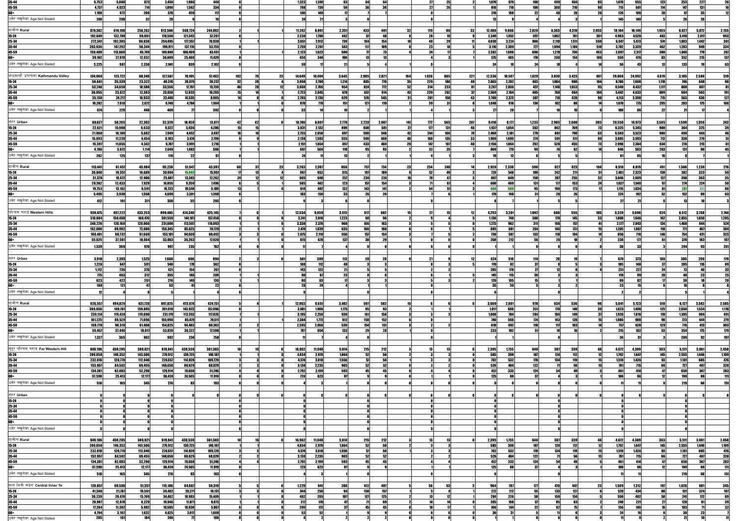| | | | | | | | | | | | | | | | | | | | | | | | | | | | | | | |
|---|---|---|---|---|---|---|---|---|---|---|---|---|---|---|---|---|---|---|---|---|---|---|---|---|---|---|---|---|---|---|
| 35-44 | 6,753 | 5,880 | 873 | 2,430 | 1,986 | 444 | 0 | | | 1,323 | 1,240 | 83 | 64 | 64 | | 27 | 25 | 2 | 1,079 | 979 | 100 | 499 | 404 | 95 | 1,078 | 955 | 123 | 253 | 227 | 26 |
| 45-59 | 4,737 | 4,023 | 714 | 1,896 | 1,562 | 334 | 0 | | | 798 | 739 | 59 | 36 | 36 | | 27 | 26 | 1 | 818 | 718 | 100 | 300 | 210 | 90 | 715 | 601 | 114 | 147 | 131 | 16 |
| 60+ | 1,180 | 972 | 208 | 576 | 459 | 117 | 0 | | | 166 | 149 | 17 | 7 | 7 | | 0 | | | 210 | 188 | 22 | 48 | 28 | 20 | 126 | 106 | 20 | 47 | 35 | 12 |
| उमेर नखुलेको Age Not Stated | 240 | 208 | 32 | 28 | 9 | 19 | 0 | | | 24 | 21 | 3 | 0 | | | 0 | | | 13 | 9 | 4 | 4 | 3 | 1 | 145 | 140 | 5 | 26 | 26 | |
| ग्रामीण Rural | 870,362 | 614,100 | 256,262 | 813,586 | 568,724 | 244,862 | 2 | 1 | 1 | 11,242 | 8,891 | 2,351 | 433 | 401 | 32 | 119 | 86 | 33 | 12,486 | 9,666 | 2,820 | 6,363 | 4,310 | 2,053 | 18,104 | 16,149 | 1,955 | 8,027 | 5,872 | 2,155 |
| 15-24 | 192,649 | 132,788 | 59,861 | 178,550 | 121,343 | 57,207 | 0 | | | 2,230 | 1,788 | 442 | 57 | 48 | 9 | 28 | 19 | 9 | 2,349 | 1,952 | 397 | 1,062 | 701 | 361 | 4,963 | 4,520 | 443 | 3,410 | 2,417 | 993 |
| 25-34 | 272,341 | 192,303 | 80,038 | 254,495 | 177,557 | 76,938 | 1 | | 1 | 3,651 | 2,912 | 739 | 164 | 154 | 10 | 40 | 29 | 11 | 4,030 | 3,224 | 806 | 2,110 | 1,511 | 599 | 6,047 | 5,473 | 574 | 1,803 | 1,442 | 361 |
| 35-44 | 203,636 | 147,292 | 56,344 | 190,071 | 137,316 | 53,755 | 0 | | | 2,756 | 2,207 | 549 | 117 | 109 | 8 | 23 | 18 | 5 | 3,116 | 2,389 | 727 | 1,694 | 1,184 | 510 | 3,782 | 3,320 | 462 | 1,283 | 949 | 334 |
| 45-59 | 159,409 | 113,660 | 45,749 | 149,840 | 106,409 | 43,431 | 1 | 1 | | 2,123 | 1,623 | 500 | 77 | 73 | 4 | 24 | 17 | 7 | 2,382 | 1,686 | 696 | 1,219 | 756 | 463 | 2,697 | 2,317 | 380 | 1,046 | 779 | 267 |
| 60+ | 39,102 | 27,070 | 12,032 | 36,889 | 25,460 | 11,429 | 0 | | | 450 | 344 | 106 | 13 | 13 | | 4 | 3 | 1 | 575 | 405 | 170 | 260 | 154 | 106 | 559 | 476 | 83 | 352 | 215 | 137 |
| उमेर नखुलेको Age Not Stated | 3,225 | 987 | 2,238 | 2,941 | 839 | 2,102 | 0 | | | 38 | 17 | 21 | 5 | 5 | | 0 | | | 34 | 10 | 24 | 18 | 4 | 14 | 56 | 43 | 13 | 133 | 70 | 63 |
| काठमाडौं उपत्यका Kathmandu Valley | 194,068 | 125,722 | 68,346 | 127,567 | 70,105 | 57,462 | 102 | 79 | 23 | 14,049 | 10,404 | 3,645 | 2,985 | 2,821 | 164 | 1,026 | 805 | 221 | 12,336 | 10,507 | 1,829 | 3,830 | 3,423 | 407 | 29,068 | 24,992 | 4,076 | 3,105 | 2,586 | 519 |
| 15-24 | 58,661 | 35,339 | 23,322 | 40,316 | 20,079 | 20,237 | 32 | 28 | 4 | 3,998 | 2,784 | 1,214 | 805 | 770 | 35 | 229 | 180 | 49 | 2,665 | 2,202 | 463 | 1,084 | 980 | 104 | 8,786 | 7,668 | 1,118 | 746 | 648 | 98 |
| 25-34 | 53,246 | 34,658 | 18,588 | 33,556 | 17,797 | 15,759 | 40 | 28 | 12 | 3,660 | 2,706 | 954 | 824 | 772 | 52 | 314 | 233 | 81 | 3,267 | 2,830 | 437 | 1,148 | 1,053 | 95 | 9,549 | 8,432 | 1,117 | 888 | 807 | 81 |
| 35-44 | 36,055 | 23,672 | 12,383 | 23,038 | 12,833 | 10,205 | 15 | 14 | 1 | 2,723 | 2,045 | 678 | 657 | 614 | 43 | 239 | 202 | 37 | 2,569 | 2,164 | 405 | 768 | 664 | 104 | 5,442 | 4,633 | 809 | 604 | 503 | 101 |
| 45-59 | 35,150 | 24,217 | 10,933 | 23,440 | 14,535 | 8,905 | 14 | 8 | 6 | 2,765 | 2,136 | 629 | 576 | 545 | 31 | 201 | 158 | 43 | 2,760 | 2,373 | 387 | 718 | 628 | 90 | 4,113 | 3,398 | 715 | 563 | 436 | 127 |
| 60+ | 10,282 | 7,610 | 2,672 | 6,748 | 4,784 | 1,964 | 1 | 1 | | 870 | 719 | 151 | 121 | 119 | 2 | 39 | 31 | 8 | 1,048 | 918 | 130 | 102 | 88 | 14 | 1,070 | 775 | 295 | 283 | 175 | 108 |
| उमेर नखुलेको Age Not Stated | 674 | 226 | 448 | 469 | 77 | 392 | 0 | | | 33 | 14 | 19 | 2 | 2 | | 4 | 1 | 3 | 27 | 20 | 7 | 10 | 10 | | 108 | 86 | 22 | 21 | 17 | 4 |
| शहर Urban | 80,627 | 58,265 | 22,362 | 32,329 | 18,458 | 13,871 | 42 | 42 | | 10,786 | 8,007 | 2,779 | 2,228 | 2,087 | 141 | 772 | 565 | 207 | 9,410 | 8,177 | 1,233 | 2,903 | 2,600 | 303 | 20,558 | 16,973 | 3,585 | 1,599 | 1,356 | 243 |
| 15-24 | 22,621 | 15,988 | 6,633 | 9,322 | 5,036 | 4,286 | 15 | 15 | | 3,031 | 2,132 | 899 | 608 | 581 | 27 | 177 | 131 | 46 | 1,937 | 1,654 | 283 | 842 | 769 | 73 | 6,325 | 5,345 | 980 | 364 | 325 | 39 |
| 25-34 | 21,868 | 16,186 | 5,682 | 7,949 | 4,452 | 3,497 | 16 | 16 | | 2,755 | 2,058 | 697 | 590 | 548 | 42 | 244 | 166 | 78 | 2,460 | 2,181 | 279 | 861 | 798 | 63 | 6,503 | 5,523 | 980 | 490 | 444 | 46 |
| 35-44 | 15,693 | 11,239 | 4,454 | 6,183 | 3,474 | 2,709 | 9 | 9 | | 2,138 | 1,583 | 555 | 500 | 460 | 40 | 168 | 135 | 33 | 1,969 | 1,695 | 274 | 591 | 511 | 80 | 3,805 | 3,093 | 712 | 330 | 279 | 51 |
| 45-59 | 15,397 | 11,055 | 4,342 | 6,707 | 3,991 | 2,716 | 1 | 1 | | 2,151 | 1,654 | 497 | 433 | 404 | 29 | 147 | 107 | 40 | 2,156 | 1,864 | 292 | 528 | 455 | 73 | 2,998 | 2,364 | 634 | 276 | 215 | 61 |
| 60+ | 4,786 | 3,672 | 1,114 | 2,049 | 1,483 | 566 | 1 | 1 | | 687 | 569 | 118 | 95 | 93 | 2 | 32 | 25 | 7 | 869 | 770 | 99 | 76 | 62 | 14 | 846 | 583 | 263 | 131 | 86 | 45 |
| उमेर नखुलेको Age Not Stated | 262 | 125 | 137 | 119 | 22 | 97 | 0 | | | 24 | 11 | 13 | 2 | 2 | | 4 | 1 | 3 | 19 | 13 | 6 | 5 | 5 | | 81 | 65 | 16 | 8 | 7 | 1 |
| ग्रामीण Rural | 113,441 | 67,457 | 45,984 | 95,238 | 51,647 | 43,591 | 60 | 37 | 23 | 3,263 | 2,397 | 866 | 757 | 734 | 23 | 254 | 240 | 14 | 2,926 | 2,330 | 596 | 927 | 823 | 104 | 8,510 | 8,019 | 491 | 1,506 | 1,230 | 276 |
| 15-24 | 36,040 | 19,351 | 16,689 | 30,994 | 15,043 | 15,951 | 17 | 13 | 4 | 967 | 652 | 315 | 197 | 189 | 8 | 52 | 49 | 3 | 728 | 548 | 180 | 242 | 211 | 31 | 2,461 | 2,323 | 138 | 382 | 323 | 59 |
| 25-34 | 31,378 | 18,472 | 12,906 | 25,607 | 13,345 | 12,262 | 24 | 12 | 12 | 905 | 648 | 257 | 234 | 224 | 10 | 70 | 67 | 3 | 807 | 649 | 158 | 287 | 255 | 32 | 3,046 | 2,909 | 137 | 398 | 363 | 35 |
| 35-44 | 20,362 | 12,433 | 7,929 | 16,855 | 9,359 | 7,496 | 6 | 5 | 1 | 585 | 462 | 123 | 157 | 154 | 3 | 71 | 67 | 4 | 600 | 469 | 131 | 177 | 153 | 24 | 1,637 | 1,540 | 97 | 274 | 224 | 50 |
| 45-59 | 19,753 | 13,162 | 6,591 | 16,733 | 10,544 | 6,189 | 13 | 7 | 6 | 614 | 482 | 132 | 143 | 141 | 2 | 54 | 51 | 3 | 604 | 509 | 95 | 190 | 173 | 17 | 1,115 | 1,034 | 81 | 287 | 221 | 66 |
| 60+ | 5,496 | 3,938 | 1,558 | 4,699 | 3,301 | 1,398 | 0 | | | 183 | 150 | 33 | 26 | 26 | | 7 | 6 | 1 | 179 | 148 | 31 | 26 | 26 | | 224 | 192 | 32 | 152 | 89 | 63 |
| उमेर नखुलेको Age Not Stated | 412 | 101 | 311 | 350 | 55 | 295 | 0 | | | 9 | 3 | 6 | 0 | | | 0 | | | 8 | 7 | 1 | 5 | 5 | | 27 | 21 | 6 | 13 | 10 | 3 |
| पश्चिम पहाड Western Hills | 930,475 | 497,222 | 433,253 | 899,485 | 474,340 | 425,145 | 7 | 6 | 1 | 12,554 | 9,039 | 3,515 | 617 | 602 | 15 | 27 | 15 | 12 | 4,293 | 3,201 | 1,092 | 660 | 555 | 105 | 6,320 | 5,696 | 624 | 6,512 | 3,768 | 2,744 |
| 15-24 | 310,884 | 150,408 | 160,476 | 301,559 | 144,101 | 157,458 | 0 | | | 3,241 | 2,018 | 1,223 | 98 | 96 | 2 | 9 | 4 | 5 | 1,136 | 748 | 388 | 178 | 145 | 33 | 1,808 | 1,646 | 162 | 2,855 | 1,650 | 1,205 |
| 25-34 | 240,226 | 120,160 | 120,066 | 231,600 | 113,507 | 118,093 | 1 | 1 | | 3,338 | 2,378 | 960 | 166 | 163 | 3 | 5 | 5 | | 1,273 | 962 | 311 | 198 | 157 | 41 | 2,177 | 2,043 | 134 | 1,468 | 944 | 524 |
| 35-44 | 162,000 | 89,992 | 72,008 | 156,345 | 85,625 | 70,720 | 2 | 1 | 1 | 2,474 | 1,839 | 635 | 166 | 160 | 6 | 6 | 1 | 5 | 885 | 681 | 204 | 146 | 131 | 15 | 1,205 | 1,087 | 118 | 771 | 467 | 304 |
| 45-59 | 160,401 | 98,732 | 61,669 | 155,101 | 94,609 | 60,492 | 3 | 3 | | 2,675 | 2,119 | 556 | 157 | 154 | 3 | 7 | 5 | 2 | 730 | 597 | 133 | 118 | 104 | 14 | 856 | 710 | 146 | 754 | 431 | 323 |
| 60+ | 55,625 | 37,561 | 18,064 | 53,883 | 36,263 | 17,620 | 1 | 1 | | 815 | 678 | 137 | 30 | 29 | 1 | 0 | | | 268 | 212 | 56 | 20 | 18 | 2 | 238 | 177 | 61 | 370 | 183 | 187 |
| उमेर नखुलेको Age Not Stated | 1,339 | 369 | 970 | 997 | 235 | 762 | 0 | | | 11 | 7 | 4 | 0 | | | 0 | | | 1 | 1 | | 0 | | | 36 | 33 | 3 | 294 | 93 | 201 |
| शहर Urban | 3,918 | 2,393 | 1,525 | 1,660 | 666 | 994 | 0 | | | 501 | 388 | 113 | 20 | 20 | | 21 | 9 | 12 | 624 | 510 | 114 | 26 | 19 | 7 | 679 | 573 | 106 | 385 | 206 | 179 |
| 15-24 | 1,228 | 647 | 581 | 540 | 178 | 362 | 0 | | | 160 | 112 | 48 | 8 | 8 | | 8 | 3 | 5 | 119 | 82 | 37 | 8 | 5 | 3 | 185 | 148 | 37 | 205 | 116 | 89 |
| 25-34 | 1,112 | 736 | 376 | 421 | 154 | 267 | 0 | | | 143 | 122 | 21 | 5 | 5 | | 2 | 2 | | 205 | 178 | 27 | 12 | 8 | 4 | 251 | 227 | 24 | 73 | 40 | 33 |
| 35-44 | 775 | 463 | 312 | 355 | 146 | 209 | 0 | | | 90 | 67 | 23 | 3 | 3 | | 6 | 1 | 5 | 145 | 115 | 30 | 3 | 3 | | 119 | 99 | 20 | 48 | 23 | 25 |
| 45-59 | 623 | 422 | 201 | 276 | 146 | 130 | 0 | | | 80 | 63 | 17 | 3 | 3 | | 5 | 3 | 2 | 120 | 105 | 15 | 1 | 1 | | 99 | 82 | 17 | 38 | 18 | 20 |
| 60+ | 168 | 121 | 47 | 63 | 41 | 22 | 0 | | | 28 | 24 | 4 | 1 | 1 | | 0 | | | 35 | 30 | 5 | 2 | 2 | | 23 | 15 | 8 | 16 | 8 | 8 |
| उमेर नखुलेको Age Not Stated | 12 | 4 | 8 | 5 | 1 | 4 | 0 | | | 0 | | | 0 | | | 0 | | | 0 | | | 0 | | | 2 | 2 | | 5 | 1 | 4 |
| ग्रामीण Rural | 926,557 | 494,829 | 431,728 | 897,825 | 473,674 | 424,151 | 7 | 6 | 1 | 12,053 | 8,651 | 3,402 | 597 | 582 | 15 | 6 | 6 | | 3,669 | 2,691 | 978 | 634 | 536 | 98 | 5,641 | 5,123 | 518 | 6,127 | 3,562 | 2,565 |
| 15-24 | 309,656 | 149,761 | 159,895 | 301,019 | 143,923 | 157,096 | 0 | | | 3,081 | 1,906 | 1,175 | 95 | 93 | 2 | 1 | 1 | | 1,017 | 666 | 351 | 170 | 140 | 30 | 1,623 | 1,498 | 125 | 2,650 | 1,534 | 1,116 |
| 25-34 | 239,114 | 119,424 | 119,690 | 231,179 | 113,353 | 117,826 | 1 | 1 | | 3,195 | 2,256 | 939 | 161 | 158 | 3 | 3 | 3 | | 1,068 | 784 | 284 | 186 | 149 | 37 | 1,926 | 1,816 | 110 | 1,395 | 904 | 491 |
| 35-44 | 161,225 | 89,529 | 71,696 | 155,990 | 85,479 | 70,511 | 2 | 1 | 1 | 2,384 | 1,772 | 612 | 158 | 152 | 6 | 0 | | | 740 | 566 | 174 | 143 | 128 | 15 | 1,086 | 988 | 98 | 723 | 444 | 279 |
| 45-59 | 159,778 | 98,310 | 61,468 | 154,825 | 94,463 | 60,362 | 2 | 2 | | 2,595 | 2,056 | 539 | 154 | 151 | 3 | 2 | 2 | | 610 | 492 | 118 | 117 | 103 | 14 | 757 | 628 | 129 | 716 | 413 | 303 |
| 60+ | 55,457 | 37,440 | 18,017 | 53,820 | 36,222 | 17,598 | 1 | 1 | | 787 | 654 | 133 | 29 | 28 | 1 | 0 | | | 233 | 182 | 51 | 18 | 16 | 2 | 215 | 162 | 53 | 354 | 175 | 179 |
| उमेर नखुलेको Age Not Stated | 1,327 | 365 | 962 | 992 | 234 | 758 | 0 | | | 11 | 7 | 4 | 0 | | | 0 | | | 1 | 1 | | 0 | | | 34 | 31 | 3 | 289 | 92 | 197 |
| सुदूर पश्चिम पहाड Far Western Hill | 849,106 | 459,285 | 389,821 | 819,841 | 438,538 | 381,303 | 10 | 10 | | 16,062 | 11,048 | 5,014 | 215 | 212 | 3 | 13 | 13 | | 2,395 | 1,755 | 640 | 387 | 339 | 48 | 4,672 | 4,309 | 363 | 5,511 | 3,061 | 2,450 |
| 15-24 | 289,858 | 146,352 | 143,506 | 279,912 | 139,725 | 140,187 | 1 | 1 | | 4,834 | 2,970 | 1,864 | 52 | 50 | 2 | 3 | 3 | | 585 | 398 | 187 | 124 | 112 | 12 | 1,792 | 1,647 | 145 | 2,555 | 1,446 | 1,109 |
| 25-34 | 232,810 | 120,770 | 112,040 | 224,657 | 114,928 | 109,729 | 3 | 3 | | 4,574 | 3,018 | 1,556 | 57 | 56 | 1 | 3 | 3 | | 702 | 532 | 170 | 134 | 119 | 15 | 1,519 | 1,426 | 93 | 1,161 | 685 | 476 |
| 35-44 | 153,957 | 84,502 | 69,455 | 148,658 | 80,629 | 68,029 | 2 | 2 | | 3,138 | 2,235 | 903 | 52 | 52 | | 2 | 2 | | 526 | 404 | 122 | 71 | 56 | 15 | 781 | 715 | 66 | 727 | 407 | 320 |
| 45-59 | 134,381 | 82,083 | 52,298 | 129,914 | 78,668 | 51,246 | 4 | 4 | | 2,792 | 2,199 | 593 | 45 | 45 | | 4 | 4 | | 457 | 333 | 124 | 54 | 49 | 5 | 461 | 414 | 47 | 650 | 367 | 283 |
| 60+ | 37,590 | 25,413 | 12,177 | 36,424 | 24,505 | 11,919 | 0 | | | 720 | 623 | 97 | 9 | 9 | | 1 | 1 | | 125 | 88 | 37 | 4 | 3 | 1 | 108 | 96 | 12 | 199 | 88 | 111 |
| उमेर नखुलेको Age Not Stated | 510 | 165 | 345 | 276 | 83 | 193 | 0 | | | 4 | 3 | 1 | 0 | | | 0 | | | 0 | | | 0 | | | 11 | 11 | | 219 | 68 | 151 |
| शहर Urban | 0 | | | 0 | | | 0 | | | 0 | | | 0 | | | 0 | | | 0 | | | 0 | | | 0 | | | 0 | | |
| 15-24 | 0 | | | 0 | | | 0 | | | 0 | | | 0 | | | 0 | | | 0 | | | 0 | | | 0 | | | 0 | | |
| 25-34 | 0 | | | 0 | | | 0 | | | 0 | | | 0 | | | 0 | | | 0 | | | 0 | | | 0 | | | 0 | | |
| 35-44 | 0 | | | 0 | | | 0 | | | 0 | | | 0 | | | 0 | | | 0 | | | 0 | | | 0 | | | 0 | | |
| 45-59 | 0 | | | 0 | | | 0 | | | 0 | | | 0 | | | 0 | | | 0 | | | 0 | | | 0 | | | 0 | | |
| 60+ | 0 | | | 0 | | | 0 | | | 0 | | | 0 | | | 0 | | | 0 | | | 0 | | | 0 | | | 0 | | |
| उमेर नखुलेको Age Not Stated | | | | | | | | | | | | | | | | | | | | | | | | | | | | | | |
| ग्रामीण Rural | 849,106 | 459,285 | 389,821 | 819,841 | 438,538 | 381,303 | 10 | 10 | | 16,062 | 11,048 | 5,014 | 215 | 212 | 3 | 13 | 13 | | 2,395 | 1,755 | 640 | 387 | 339 | 48 | 4,672 | 4,309 | 363 | 5,511 | 3,061 | 2,450 |
| 15-24 | 289,858 | 146,352 | 143,506 | 279,912 | 139,725 | 140,187 | 1 | 1 | | 4,834 | 2,970 | 1,864 | 52 | 50 | 2 | 3 | 3 | | 585 | 398 | 187 | 124 | 112 | 12 | 1,792 | 1,647 | 145 | 2,555 | 1,446 | 1,109 |
| 25-34 | 232,810 | 120,770 | 112,040 | 224,657 | 114,928 | 109,729 | 3 | 3 | | 4,574 | 3,018 | 1,556 | 57 | 56 | 1 | 3 | 3 | | 702 | 532 | 170 | 134 | 119 | 15 | 1,519 | 1,426 | 93 | 1,161 | 685 | 476 |
| 35-44 | 153,957 | 84,502 | 69,455 | 148,658 | 80,629 | 68,029 | 2 | 2 | | 3,138 | 2,235 | 903 | 52 | 52 | | 2 | 2 | | 526 | 404 | 122 | 71 | 56 | 15 | 781 | 715 | 66 | 727 | 407 | 320 |
| 45-59 | 134,381 | 82,083 | 52,298 | 129,914 | 78,668 | 51,246 | 4 | 4 | | 2,792 | 2,199 | 593 | 45 | 45 | | 4 | 4 | | 457 | 333 | 124 | 54 | 49 | 5 | 461 | 414 | 47 | 650 | 367 | 283 |
| 60+ | 37,590 | 25,413 | 12,177 | 36,424 | 24,505 | 11,919 | 0 | | | 720 | 623 | 97 | 9 | 9 | | 1 | 1 | | 125 | 88 | 37 | 4 | 3 | 1 | 108 | 96 | 12 | 199 | 88 | 111 |
| उमेर नखुलेको Age Not Stated | 510 | 165 | 345 | 276 | 83 | 193 | 0 | | | 4 | 3 | 1 | 0 | | | 0 | | | 0 | | | 0 | | | 11 | 11 | | 219 | 68 | 151 |
| मध्य भित्री मधेश Central Inner Terai | 120,857 | 69,500 | 51,357 | 115,186 | 64,867 | 50,319 | 5 | 5 | | 1,229 | 941 | 288 | 412 | 407 | 5 | 56 | 53 | 3 | 964 | 787 | 177 | 470 | 447 | 23 | 1,509 | 1,312 | 197 | 1,026 | 681 | 345 |
| 15-24 | 41,348 | 21,787 | 19,561 | 39,402 | 20,271 | 19,131 | 3 | 3 | | 344 | 250 | 94 | 158 | 157 | 1 | 5 | 4 | 1 | 272 | 217 | 55 | 133 | 127 | 6 | 520 | 434 | 86 | 511 | 324 | 187 |
| 25-34 | 36,239 | 20,470 | 15,769 | 34,402 | 18,993 | 15,409 | 1 | 1 | | 402 | 295 | 107 | 127 | 125 | 2 | 13 | 12 | 1 | 284 | 226 | 58 | 159 | 154 | 5 | 550 | 492 | 58 | 241 | 172 | 69 |
| 35-44 | 20,907 | 12,678 | 8,229 | 19,946 | 11,871 | 8,075 | 1 | 1 | | 217 | 170 | 47 | 71 | 69 | 2 | 14 | 14 | | 205 | 168 | 37 | 85 | 83 | 2 | 248 | 221 | 27 | 120 | 81 | 39 |
| 45-59 | 17,284 | 11,302 | 5,982 | 16,565 | 10,698 | 5,867 | 0 | | | 209 | 172 | 37 | 45 | 45 | | 18 | 17 | 1 | 166 | 144 | 22 | 82 | 75 | 7 | 156 | 140 | 16 | 96 | 71 | 25 |
| 60+ | 4,794 | 3,162 | 1,632 | 4,625 | 3,017 | 1,608 | 0 | | | 53 | 52 | 1 | 9 | 9 | | 6 | 6 | | 36 | 31 | 5 | 11 | 8 | 3 | 24 | 16 | 8 | 30 | 23 | 7 |
| उमेर नखुलेको Age Not Stated | 285 | 101 | 184 | 246 | 77 | 169 | 0 | | | 4 | 2 | 2 | 2 | 2 | | 0 | | | 1 | 1 | | 0 | | | 11 | 9 | 2 | 28 | 10 | 18 |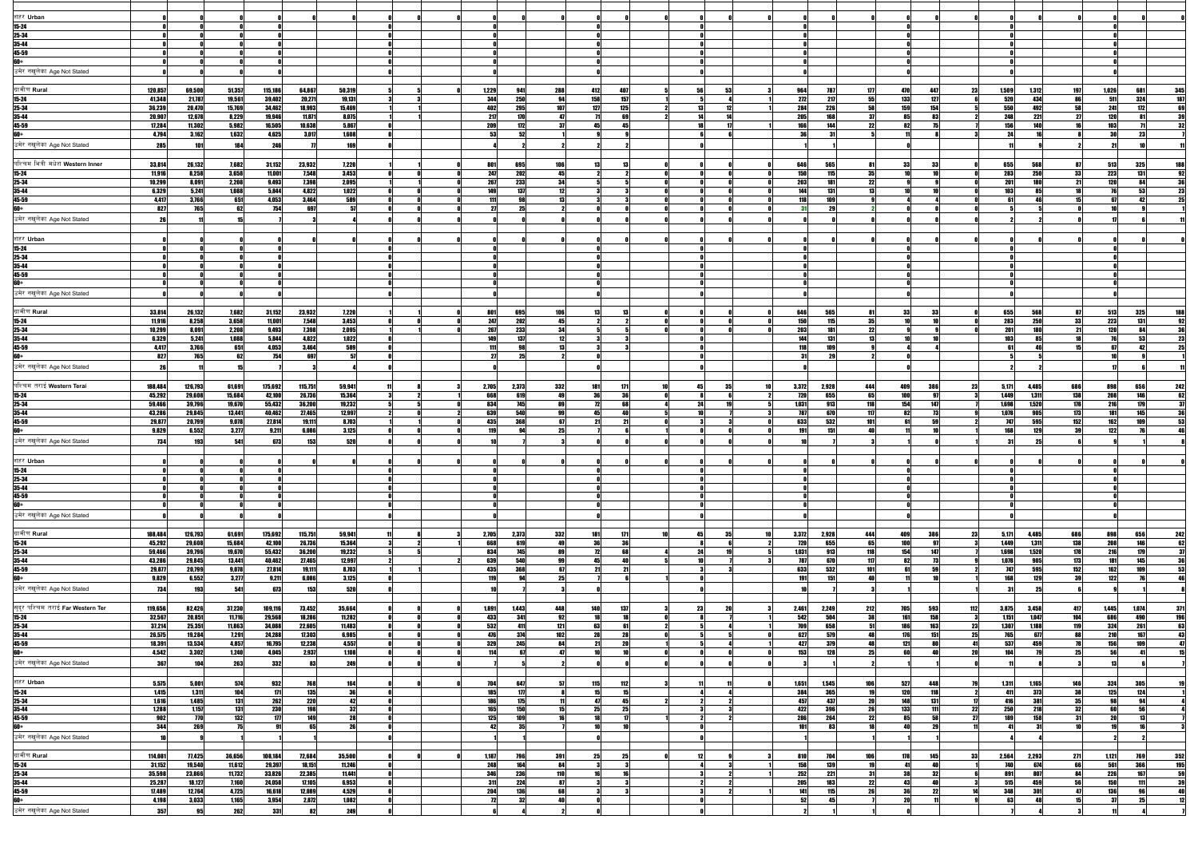| | | | | | | | | | | | | | | | | | | | | | | | | | | | | | | |
|---|---|---|---|---|---|---|---|---|---|---|---|---|---|---|---|---|---|---|---|---|---|---|---|---|---|---|---|---|---|---|
| शहर Urban | 0 | 0 | 0 | 0 | 0 | 0 | 0 | 0 | 0 | 0 | 0 | 0 | 0 | 0 | 0 | 0 | 0 | 0 | 0 | 0 | 0 | 0 | 0 | 0 | 0 | 0 | 0 | 0 | 0 | 0 |
| 15-24 | 0 | | 0 | 0 | | | | | 0 | 0 | | | 0 | | | 0 | | | 0 | | | 0 | | | 0 | | | 0 | | |
| 25-34 | 0 | | 0 | 0 | | | | | 0 | 0 | | | 0 | | | 0 | | | 0 | | | 0 | | | 0 | | | 0 | | |
| 35-44 | 0 | | 0 | 0 | | | | | 0 | 0 | | | 0 | | | 0 | | | 0 | | | 0 | | | 0 | | | 0 | | |
| 45-59 | 0 | | 0 | 0 | | | | | 0 | 0 | | | 0 | | | 0 | | | 0 | | | 0 | | | 0 | | | 0 | | |
| 60+ | 0 | | 0 | 0 | | | | | 0 | 0 | | | 0 | | | 0 | | | 0 | | | 0 | | | 0 | | | 0 | | |
| उमेर नखुलेका Age Not Stated | 0 | | 0 | 0 | | | | | 0 | 0 | | | 0 | | | 0 | | | 0 | | | 0 | | | 0 | | | 0 | | |
| ग्रामीण Rural | 120,857 | 69,500 | 51,357 | 115,186 | 64,667 | 50,319 | 5 | 5 | 0 | 1,229 | 941 | 288 | 412 | 407 | | 56 | 53 | 3 | 964 | 787 | 177 | 470 | 447 | 23 | 1,509 | 1,312 | 197 | 1,026 | 681 | 345 |
| 15-24 | 41,348 | 21,787 | 19,561 | 39,402 | 20,271 | 19,131 | 3 | 3 | 0 | 344 | 250 | 94 | 158 | 157 | 1 | 5 | 4 | 1 | 272 | 217 | 55 | 133 | 127 | 6 | 520 | 434 | 86 | 511 | 324 | 187 |
| 25-34 | 36,239 | 20,470 | 15,769 | 34,462 | 18,993 | 15,469 | 1 | 1 | 0 | 402 | 295 | 107 | 127 | 125 | 2 | 13 | 12 | 1 | 284 | 226 | 58 | 159 | 154 | 5 | 550 | 492 | 58 | 241 | 172 | 69 |
| 35-44 | 20,907 | 12,678 | 8,229 | 19,946 | 11,871 | 8,075 | 1 | 1 | 0 | 217 | 170 | 47 | 71 | 69 | 2 | 14 | 14 | | 205 | 168 | 37 | 85 | 83 | 2 | 248 | 221 | 27 | 120 | 81 | 39 |
| 45-59 | 17,284 | 11,302 | 5,982 | 16,505 | 10,638 | 5,867 | | | 0 | 209 | 172 | 37 | 45 | 45 | | 18 | 17 | 1 | 166 | 144 | 22 | 82 | 75 | 7 | 156 | 140 | 16 | 103 | 71 | 32 |
| 60+ | 4,794 | 3,162 | 1,632 | 4,625 | 3,017 | 1,608 | | | 0 | 53 | 52 | 1 | 9 | 9 | | 6 | 6 | | 36 | 31 | 5 | 11 | 8 | 3 | 24 | 16 | 8 | 30 | 23 | 7 |
| उमेर नखुलेका Age Not Stated | 285 | 101 | 184 | 246 | 77 | 169 | | | 0 | 4 | 2 | 2 | 2 | 2 | | | | | | | | | | | 11 | 9 | 2 | 21 | 10 | 11 |
| पश्चिम भित्री मधेश Western Inner | 33,814 | 26,132 | 7,682 | 31,152 | 23,932 | 7,220 | 1 | 1 | 0 | 801 | 695 | 106 | 13 | 13 | 0 | 0 | 0 | 0 | 646 | 565 | 81 | 33 | 33 | 0 | 655 | 568 | 87 | 513 | 325 | 188 |
| 15-24 | 11,916 | 8,258 | 3,658 | 11,001 | 7,548 | 3,453 | 0 | | 0 | 247 | 202 | 45 | 2 | 2 | 0 | 0 | 0 | 0 | 150 | 115 | 35 | 10 | 10 | 0 | 283 | 250 | 33 | 223 | 131 | 92 |
| 25-34 | 10,299 | 8,091 | 2,208 | 9,493 | 7,398 | 2,095 | 1 | 1 | 0 | 267 | 233 | 34 | 5 | 5 | 0 | 0 | 0 | 0 | 203 | 181 | 22 | 9 | 9 | 0 | 201 | 180 | 21 | 120 | 84 | 36 |
| 35-44 | 6,329 | 5,241 | 1,088 | 5,844 | 4,822 | 1,022 | 0 | | 0 | 149 | 137 | 12 | 3 | 3 | 0 | 0 | 0 | 0 | 144 | 131 | 13 | 10 | 10 | 0 | 103 | 85 | 18 | 76 | 53 | 23 |
| 45-59 | 4,417 | 3,766 | 651 | 4,053 | 3,464 | 589 | 0 | | 0 | 111 | 98 | 13 | 3 | 3 | 0 | 0 | 0 | 0 | 118 | 109 | 9 | 4 | 4 | 0 | 61 | 46 | 15 | 67 | 42 | 25 |
| 60+ | 827 | 765 | 62 | 754 | 697 | 57 | 0 | | 0 | 27 | 25 | 2 | 0 | | 0 | 0 | | 0 | 31 | 29 | 2 | 0 | | 0 | 5 | 5 | 0 | 10 | 9 | 1 |
| उमेर नखुलेका Age Not Stated | 26 | 11 | 15 | 7 | 3 | 4 | 0 | | 0 | 0 | | | 0 | | | 0 | | | 0 | | | 0 | | | 2 | 2 | 0 | 17 | 6 | 11 |
| शहर Urban | 0 | 0 | 0 | 0 | 0 | 0 | 0 | 0 | 0 | 0 | 0 | 0 | 0 | 0 | 0 | 0 | 0 | 0 | 0 | 0 | 0 | 0 | 0 | 0 | 0 | 0 | 0 | 0 | 0 | 0 |
| 15-24 | 0 | | 0 | 0 | | | | | 0 | 0 | | | 0 | | | 0 | | | 0 | | | 0 | | | 0 | | | 0 | | |
| 25-34 | 0 | | 0 | 0 | | | | | 0 | 0 | | | 0 | | | 0 | | | 0 | | | 0 | | | 0 | | | 0 | | |
| 35-44 | 0 | | 0 | 0 | | | | | 0 | 0 | | | 0 | | | 0 | | | 0 | | | 0 | | | 0 | | | 0 | | |
| 45-59 | 0 | | 0 | 0 | | | | | 0 | 0 | | | 0 | | | 0 | | | 0 | | | 0 | | | 0 | | | 0 | | |
| 60+ | 0 | | 0 | 0 | | | | | 0 | 0 | | | 0 | | | 0 | | | 0 | | | 0 | | | 0 | | | 0 | | |
| उमेर नखुलेका Age Not Stated | 0 | | 0 | 0 | | | | | 0 | 0 | | | 0 | | | 0 | | | 0 | | | 0 | | | 0 | | | 0 | | |
| ग्रामीण Rural | 33,814 | 26,132 | 7,682 | 31,152 | 23,932 | 7,220 | 1 | 1 | 0 | 801 | 695 | 106 | 13 | 13 | 0 | 0 | 0 | 0 | 646 | 565 | 81 | 33 | 33 | 0 | 655 | 568 | 87 | 513 | 325 | 188 |
| 15-24 | 11,916 | 8,258 | 3,658 | 11,001 | 7,548 | 3,453 | 0 | | 0 | 247 | 202 | 45 | 2 | 2 | 0 | 0 | 0 | 0 | 150 | 115 | 35 | 10 | 10 | 0 | 283 | 250 | 33 | 223 | 131 | 92 |
| 25-34 | 10,299 | 8,091 | 2,208 | 9,493 | 7,398 | 2,095 | 1 | 1 | 0 | 267 | 233 | 34 | 5 | 5 | 0 | 0 | 0 | 0 | 203 | 181 | 22 | 9 | 9 | 0 | 201 | 180 | 21 | 120 | 84 | 36 |
| 35-44 | 6,329 | 5,241 | 1,088 | 5,844 | 4,822 | 1,022 | 0 | | 0 | 149 | 137 | 12 | 3 | 3 | 0 | 0 | | | 144 | 131 | 13 | 10 | 10 | 0 | 103 | 85 | 18 | 76 | 53 | 23 |
| 45-59 | 4,417 | 3,766 | 651 | 4,053 | 3,464 | 589 | 0 | | 0 | 111 | 98 | 13 | 3 | 3 | 0 | 0 | | | 118 | 109 | 9 | 4 | 4 | 0 | 61 | 46 | 15 | 67 | 42 | 25 |
| 60+ | 827 | 765 | 62 | 754 | 697 | 57 | 0 | | 0 | 27 | 25 | 2 | 0 | | | 0 | | | 31 | 29 | 2 | 0 | | | 5 | 5 | 0 | 10 | 9 | 1 |
| उमेर नखुलेका Age Not Stated | 26 | 11 | 15 | 7 | 3 | 4 | 0 | | 0 | 0 | | | 0 | | | 0 | | | 0 | | | 0 | | | 2 | 2 | 0 | 17 | 6 | 11 |
| पश्चिम तराई Western Terai | 188,484 | 126,793 | 61,691 | 175,692 | 115,751 | 59,941 | 11 | 8 | 3 | 2,705 | 2,373 | 332 | 181 | 171 | 10 | 45 | 35 | 10 | 3,372 | 2,928 | 444 | 409 | 386 | 23 | 5,171 | 4,485 | 686 | 898 | 656 | 242 |
| 15-24 | 45,292 | 29,608 | 15,684 | 42,100 | 28,736 | 13,364 | 3 | 2 | 1 | 668 | 619 | 49 | 36 | 36 | | 8 | 6 | 2 | 720 | 655 | 65 | 100 | 97 | 3 | 1,449 | 1,311 | 138 | 208 | 146 | 62 |
| 25-34 | 59,466 | 39,796 | 19,670 | 55,432 | 36,200 | 19,232 | 5 | 5 | | 834 | 745 | 89 | 72 | 68 | 4 | 24 | 19 | 5 | 1,031 | 913 | 118 | 154 | 147 | 7 | 1,698 | 1,520 | 178 | 216 | 179 | 37 |
| 35-44 | 43,286 | 29,845 | 13,441 | 40,462 | 27,465 | 12,997 | 2 | | 2 | 639 | 540 | 99 | 45 | 40 | 5 | 10 | 7 | 3 | 787 | 670 | 117 | 82 | 73 | 9 | 1,076 | 905 | 173 | 181 | 145 | 36 |
| 45-59 | 29,877 | 20,799 | 9,078 | 27,814 | 19,111 | 8,703 | 1 | 1 | | 435 | 368 | 67 | 21 | 21 | | 3 | 3 | | 633 | 532 | 101 | 61 | 59 | 2 | 747 | 595 | 152 | 162 | 109 | 53 |
| 60+ | 9,829 | 6,552 | 3,277 | 9,211 | 6,086 | 3,125 | 0 | | 0 | 119 | 94 | 25 | 7 | 6 | 1 | 0 | | | 191 | 151 | 40 | 11 | 10 | 1 | 168 | 129 | 39 | 122 | 76 | 46 |
| उमेर नखुलेका Age Not Stated | 734 | 193 | 541 | 673 | 153 | 520 | 0 | | 0 | 10 | 7 | 3 | 0 | | | 0 | | | 10 | 7 | 3 | 1 | | 1 | 31 | 25 | 6 | 9 | 1 | 8 |
| शहर Urban | 0 | 0 | 0 | 0 | 0 | 0 | 0 | 0 | 0 | 0 | 0 | 0 | 0 | 0 | 0 | 0 | 0 | 0 | 0 | 0 | 0 | 0 | 0 | 0 | 0 | 0 | 0 | 0 | 0 | 0 |
| 15-24 | 0 | | 0 | 0 | | | | | 0 | 0 | | | 0 | | | 0 | | | 0 | | | 0 | | | 0 | | | 0 | | |
| 25-34 | 0 | | 0 | 0 | | | | | 0 | 0 | | | 0 | | | 0 | | | 0 | | | 0 | | | 0 | | | 0 | | |
| 35-44 | 0 | | 0 | 0 | | | | | 0 | 0 | | | 0 | | | 0 | | | 0 | | | 0 | | | 0 | | | 0 | | |
| 45-59 | 0 | | 0 | 0 | | | | | 0 | 0 | | | 0 | | | 0 | | | 0 | | | 0 | | | 0 | | | 0 | | |
| 60+ | 0 | | 0 | 0 | | | | | 0 | 0 | | | 0 | | | 0 | | | 0 | | | 0 | | | 0 | | | 0 | | |
| उमेर नखुलेका Age Not Stated | 0 | | 0 | 0 | | | | | 0 | 0 | | | 0 | | | 0 | | | 0 | | | 0 | | | 0 | | | 0 | | |
| ग्रामीण Rural | 188,484 | 126,793 | 61,691 | 175,692 | 115,751 | 59,941 | 11 | 8 | 3 | 2,705 | 2,373 | 332 | 181 | 171 | 10 | 45 | 35 | 10 | 3,372 | 2,928 | 444 | 409 | 386 | 23 | 5,171 | 4,485 | 686 | 898 | 656 | 242 |
| 15-24 | 45,292 | 29,608 | 15,684 | 42,100 | 28,736 | 13,364 | 3 | 2 | 1 | 668 | 619 | 49 | 36 | 36 | | 8 | 6 | 2 | 720 | 655 | 65 | 100 | 97 | 3 | 1,449 | 1,311 | 138 | 208 | 146 | 62 |
| 25-34 | 59,466 | 39,796 | 19,670 | 55,432 | 36,200 | 19,232 | 5 | 5 | | 834 | 745 | 89 | 72 | 68 | 4 | 24 | 19 | 5 | 1,031 | 913 | 118 | 154 | 147 | 7 | 1,698 | 1,520 | 178 | 216 | 179 | 37 |
| 35-44 | 43,286 | 29,845 | 13,441 | 40,462 | 27,465 | 12,997 | 2 | | 2 | 639 | 540 | 99 | 45 | 40 | 5 | 10 | 7 | 3 | 787 | 670 | 117 | 82 | 73 | 9 | 1,076 | 905 | 173 | 181 | 145 | 36 |
| 45-59 | 29,877 | 20,799 | 9,078 | 27,814 | 19,111 | 8,703 | 1 | 1 | | 435 | 368 | 67 | 21 | 21 | | 3 | 3 | | 633 | 532 | 101 | 61 | 59 | 2 | 747 | 595 | 152 | 162 | 109 | 53 |
| 60+ | 9,829 | 6,552 | 3,277 | 9,211 | 6,086 | 3,125 | 0 | | 0 | 119 | 94 | 25 | 7 | 6 | 1 | 0 | | | 191 | 151 | 40 | 11 | 10 | 1 | 168 | 129 | 39 | 122 | 76 | 46 |
| उमेर नखुलेका Age Not Stated | 734 | 193 | 541 | 673 | 153 | 520 | 0 | | 0 | 10 | 7 | 3 | 0 | | | 0 | | | 10 | 7 | 3 | 1 | | 1 | 31 | 25 | 6 | 9 | 1 | 8 |
| सुदूर पश्चिम तराई Far Western Ter | 119,656 | 82,426 | 37,230 | 109,116 | 73,452 | 35,664 | 0 | 0 | 0 | 1,891 | 1,443 | 448 | 140 | 137 | 3 | 23 | 20 | 3 | 2,461 | 2,249 | 212 | 705 | 593 | 112 | 3,875 | 3,458 | 417 | 1,445 | 1,074 | 371 |
| 15-24 | 32,567 | 20,851 | 11,716 | 29,568 | 18,286 | 11,282 | 0 | | 0 | 433 | 341 | 92 | 18 | 18 | | 8 | 7 | 1 | 542 | 504 | 38 | 161 | 158 | 3 | 1,151 | 1,047 | 104 | 686 | 490 | 196 |
| 25-34 | 37,214 | 25,351 | 11,863 | 34,068 | 22,605 | 11,463 | 0 | | 0 | 532 | 411 | 121 | 63 | 61 | 2 | 5 | 4 | 1 | 709 | 658 | 51 | 186 | 163 | 23 | 1,307 | 1,188 | 119 | 324 | 261 | 63 |
| 35-44 | 26,575 | 19,284 | 7,291 | 24,268 | 17,303 | 6,965 | 0 | | 0 | 476 | 374 | 102 | 28 | 28 | | 5 | 5 | | 627 | 579 | 48 | 176 | 151 | 25 | 765 | 677 | 88 | 210 | 167 | 43 |
| 45-59 | 18,391 | 13,534 | 4,857 | 16,795 | 12,238 | 4,557 | 0 | | 0 | 329 | 245 | 84 | 21 | 20 | 1 | 5 | 4 | 1 | 427 | 379 | 48 | 121 | 80 | 41 | 537 | 459 | 78 | 156 | 109 | 47 |
| 60+ | 4,542 | 3,302 | 1,240 | 4,045 | 2,937 | 1,108 | 0 | | 0 | 114 | 67 | 47 | 10 | 10 | | 0 | | | 153 | 128 | 25 | 60 | 40 | 20 | 104 | 79 | 25 | 56 | 41 | 15 |
| उमेर नखुलेका Age Not Stated | 367 | 104 | 263 | 332 | 83 | 249 | 0 | | 0 | 7 | 5 | 2 | 0 | | | 0 | | | 3 | 1 | 2 | 1 | 1 | | 11 | 8 | 3 | 13 | 6 | 7 |
| शहर Urban | 5,575 | 5,001 | 574 | 932 | 768 | 164 | 0 | | 0 | 704 | 647 | 57 | 115 | 112 | 3 | 11 | 11 | 0 | 1,651 | 1,545 | 106 | 527 | 448 | 79 | 1,311 | 1,165 | 146 | 324 | 305 | 19 |
| 15-24 | 1,415 | 1,311 | 104 | 171 | 135 | 36 | 0 | | 0 | 185 | 177 | 8 | 15 | 15 | | 4 | 4 | | 384 | 365 | 19 | 120 | 118 | 2 | 411 | 373 | 38 | 125 | 124 | 1 |
| 25-34 | 1,616 | 1,485 | 131 | 262 | 220 | 42 | 0 | | 0 | 186 | 175 | 11 | 47 | 45 | 2 | 2 | 2 | | 457 | 437 | 20 | 148 | 131 | 17 | 416 | 381 | 35 | 98 | 94 | 4 |
| 35-44 | 1,288 | 1,157 | 131 | 230 | 198 | 32 | 0 | | 0 | 165 | 150 | 15 | 25 | 25 | | 3 | 3 | | 422 | 396 | 26 | 133 | 111 | 22 | 250 | 218 | 32 | 60 | 56 | 4 |
| 45-59 | 902 | 770 | 132 | 177 | 149 | 28 | 0 | | 0 | 125 | 109 | 16 | 18 | 17 | 1 | 2 | 2 | | 286 | 264 | 22 | 85 | 58 | 27 | 189 | 158 | 31 | 20 | 13 | 7 |
| 60+ | 344 | 269 | 75 | 91 | 65 | 26 | 0 | | 0 | 42 | 35 | 7 | 10 | 10 | | 0 | | | 101 | 83 | 18 | 40 | 29 | 11 | 41 | 31 | 10 | 19 | 16 | 3 |
| उमेर नखुलेका Age Not Stated | 10 | 9 | 1 | 1 | 1 | | 0 | | 0 | 1 | 1 | | 0 | | | 0 | | | 1 | | 1 | 1 | 1 | | 4 | 4 | | 2 | 2 | |
| ग्रामीण Rural | 114,081 | 77,425 | 36,656 | 108,184 | 72,684 | 35,500 | 0 | | 0 | 1,187 | 796 | 391 | 25 | 25 | | 12 | 9 | 3 | 810 | 704 | 106 | 178 | 145 | 33 | 2,564 | 2,293 | 271 | 1,121 | 769 | 352 |
| 15-24 | 31,152 | 19,540 | 11,612 | 29,397 | 18,151 | 11,246 | 0 | | 0 | 248 | 164 | 84 | 3 | 3 | | 4 | 3 | 1 | 158 | 139 | 19 | 41 | 40 | 1 | 740 | 674 | 66 | 561 | 366 | 195 |
| 25-34 | 35,598 | 23,866 | 11,732 | 33,826 | 22,385 | 11,441 | 0 | | 0 | 346 | 236 | 110 | 16 | 16 | | 3 | 2 | 1 | 252 | 221 | 31 | 38 | 32 | 6 | 891 | 807 | 84 | 226 | 167 | 59 |
| 35-44 | 25,287 | 18,127 | 7,160 | 24,058 | 17,105 | 6,953 | 0 | | 0 | 311 | 224 | 87 | 3 | 3 | | 2 | 2 | | 205 | 183 | 22 | 43 | 40 | 3 | 515 | 459 | 56 | 150 | 111 | 39 |
| 45-59 | 17,489 | 12,764 | 4,725 | 16,618 | 12,089 | 4,529 | 0 | | 0 | 204 | 136 | 68 | 3 | 3 | | 3 | 2 | 1 | 141 | 115 | 26 | 36 | 22 | 14 | 348 | 301 | 47 | 136 | 96 | 40 |
| 60+ | 4,198 | 3,033 | 1,165 | 3,954 | 2,872 | 1,082 | 0 | | 0 | 72 | 32 | 40 | 0 | | | 0 | | | 52 | 45 | 7 | 20 | 11 | 9 | 63 | 48 | 15 | 37 | 25 | 12 |
| उमेर नखुलेका Age Not Stated | 357 | 95 | 262 | 331 | 82 | 249 | 0 | | 0 | 6 | 4 | 2 | 0 | | | 0 | | | 2 | 1 | 1 | 0 | | | 7 | 4 | 3 | 11 | 4 | 7 |